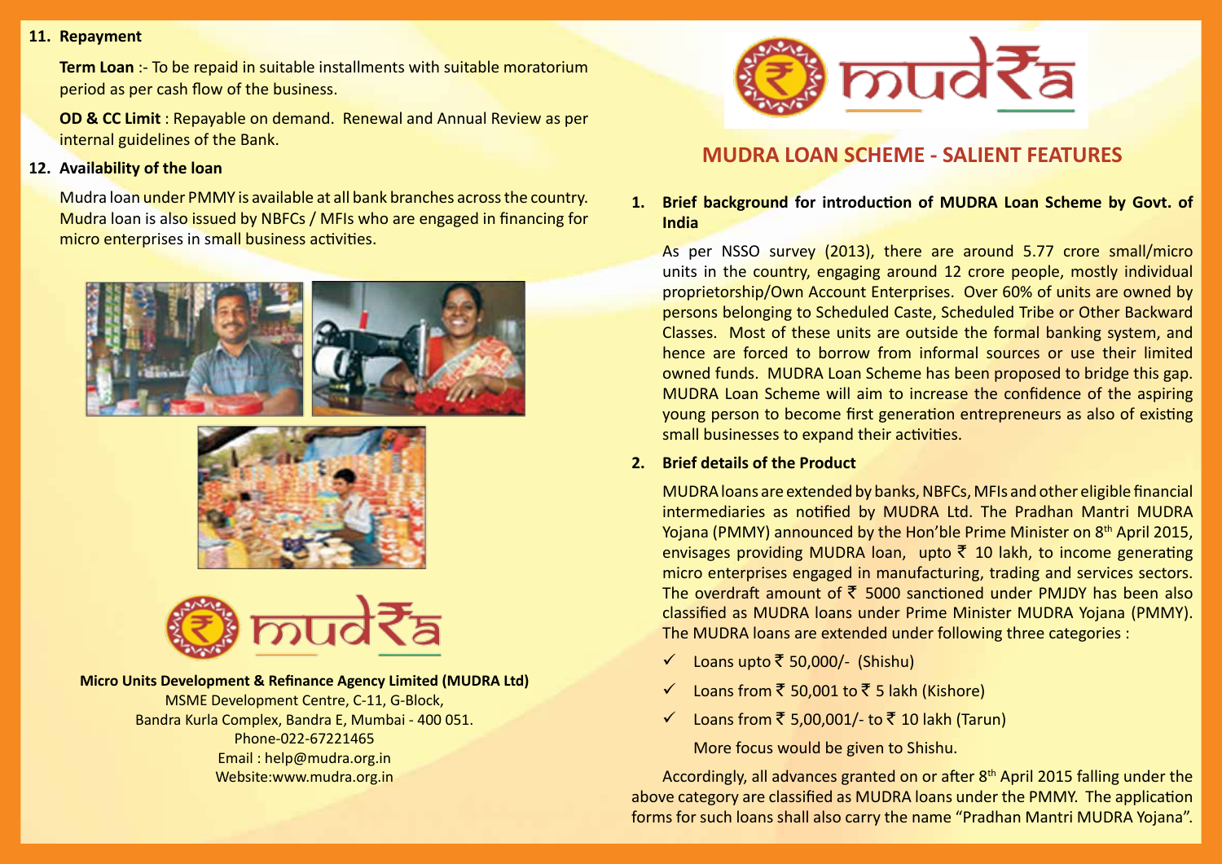**11. Repayment**

**Term Loan** :- To be repaid in suitable installments with suitable moratorium period as per cash flow of the business.

**OD & CC Limit** : Repayable on demand. Renewal and Annual Review as per internal guidelines of the Bank.

**12. Availability of the loan**

Mudra loan under PMMY is available at all bank branches across the country. Mudra loan is also issued by NBFCs / MFIs who are engaged in financing for micro enterprises in small business activities.

**Micro Units Development & Refinance Agency Limited (MUDRA Ltd)**
MSME Development Centre, C-11, G-Block,
Bandra Kurla Complex, Bandra E, Mumbai - 400 051.
Phone-022-67221465
Email : help@mudra.org.in
Website:www.mudra.org.in

## MUDRA LOAN SCHEME - SALIENT FEATURES

**1. Brief background for introduction of MUDRA Loan Scheme by Govt. of India**

As per NSSO survey (2013), there are around 5.77 crore small/micro units in the country, engaging around 12 crore people, mostly individual proprietorship/Own Account Enterprises. Over 60% of units are owned by persons belonging to Scheduled Caste, Scheduled Tribe or Other Backward Classes. Most of these units are outside the formal banking system, and hence are forced to borrow from informal sources or use their limited owned funds. MUDRA Loan Scheme has been proposed to bridge this gap. MUDRA Loan Scheme will aim to increase the confidence of the aspiring young person to become first generation entrepreneurs as also of existing small businesses to expand their activities.

**2. Brief details of the Product**

MUDRA loans are extended by banks, NBFCs, MFIs and other eligible financial intermediaries as notified by MUDRA Ltd. The Pradhan Mantri MUDRA Yojana (PMMY) announced by the Hon'ble Prime Minister on 8th April 2015, envisages providing MUDRA loan, upto ₹ 10 lakh, to income generating micro enterprises engaged in manufacturing, trading and services sectors. The overdraft amount of ₹ 5000 sanctioned under PMJDY has been also classified as MUDRA loans under Prime Minister MUDRA Yojana (PMMY). The MUDRA loans are extended under following three categories :

- ✓ Loans upto ₹ 50,000/- (Shishu)
- ✓ Loans from ₹ 50,001 to ₹ 5 lakh (Kishore)
- ✓ Loans from ₹ 5,00,001/- to ₹ 10 lakh (Tarun)

More focus would be given to Shishu.

Accordingly, all advances granted on or after 8th April 2015 falling under the above category are classified as MUDRA loans under the PMMY. The application forms for such loans shall also carry the name "Pradhan Mantri MUDRA Yojana".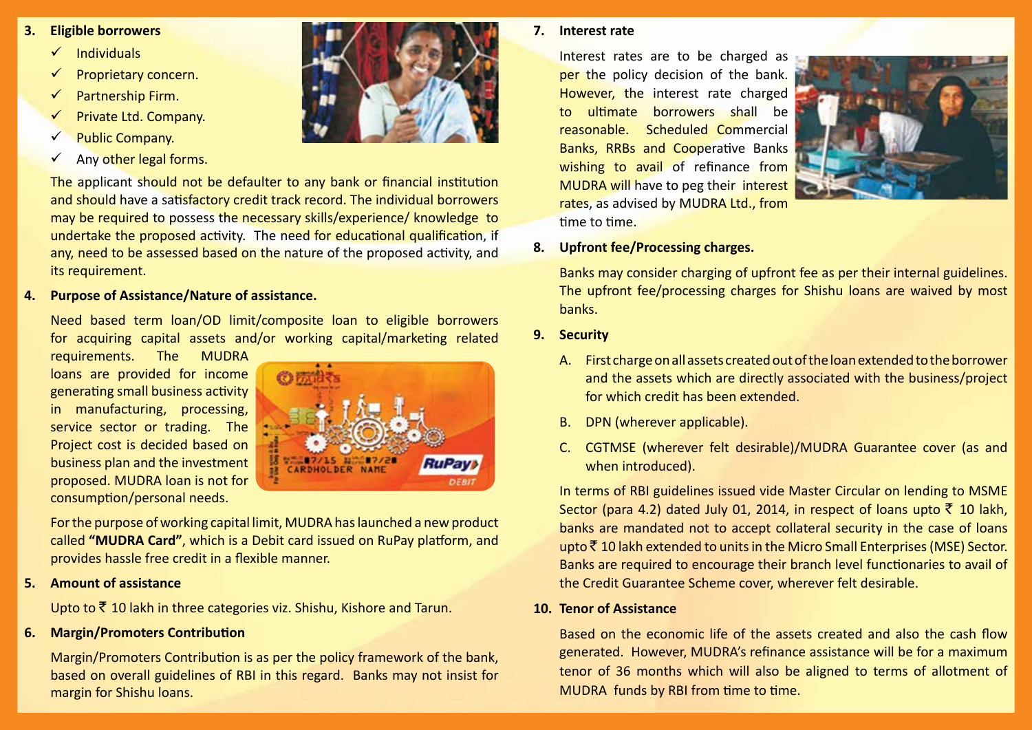3. **Eligible borrowers**

   - ✓ Individuals
   - ✓ Proprietary concern.
   - ✓ Partnership Firm.
   - ✓ Private Ltd. Company.
   - ✓ Public Company.
   - ✓ Any other legal forms.

   The applicant should not be defaulter to any bank or financial institution and should have a satisfactory credit track record. The individual borrowers may be required to possess the necessary skills/experience/ knowledge to undertake the proposed activity. The need for educational qualification, if any, need to be assessed based on the nature of the proposed activity, and its requirement.

4. **Purpose of Assistance/Nature of assistance.**

   Need based term loan/OD limit/composite loan to eligible borrowers for acquiring capital assets and/or working capital/marketing related requirements. The MUDRA loans are provided for income generating small business activity in manufacturing, processing, service sector or trading. The Project cost is decided based on business plan and the investment proposed. MUDRA loan is not for consumption/personal needs.

   For the purpose of working capital limit, MUDRA has launched a new product called **"MUDRA Card"**, which is a Debit card issued on RuPay platform, and provides hassle free credit in a flexible manner.

5. **Amount of assistance**

   Upto to ₹ 10 lakh in three categories viz. Shishu, Kishore and Tarun.

6. **Margin/Promoters Contribution**

   Margin/Promoters Contribution is as per the policy framework of the bank, based on overall guidelines of RBI in this regard. Banks may not insist for margin for Shishu loans.

7. **Interest rate**

   Interest rates are to be charged as per the policy decision of the bank. However, the interest rate charged to ultimate borrowers shall be reasonable. Scheduled Commercial Banks, RRBs and Cooperative Banks wishing to avail of refinance from MUDRA will have to peg their interest rates, as advised by MUDRA Ltd., from time to time.

8. **Upfront fee/Processing charges.**

   Banks may consider charging of upfront fee as per their internal guidelines. The upfront fee/processing charges for Shishu loans are waived by most banks.

9. **Security**

   A. First charge on all assets created out of the loan extended to the borrower and the assets which are directly associated with the business/project for which credit has been extended.

   B. DPN (wherever applicable).

   C. CGTMSE (wherever felt desirable)/MUDRA Guarantee cover (as and when introduced).

   In terms of RBI guidelines issued vide Master Circular on lending to MSME Sector (para 4.2) dated July 01, 2014, in respect of loans upto ₹ 10 lakh, banks are mandated not to accept collateral security in the case of loans upto ₹ 10 lakh extended to units in the Micro Small Enterprises (MSE) Sector. Banks are required to encourage their branch level functionaries to avail of the Credit Guarantee Scheme cover, wherever felt desirable.

10. **Tenor of Assistance**

    Based on the economic life of the assets created and also the cash flow generated. However, MUDRA's refinance assistance will be for a maximum tenor of 36 months which will also be aligned to terms of allotment of MUDRA funds by RBI from time to time.